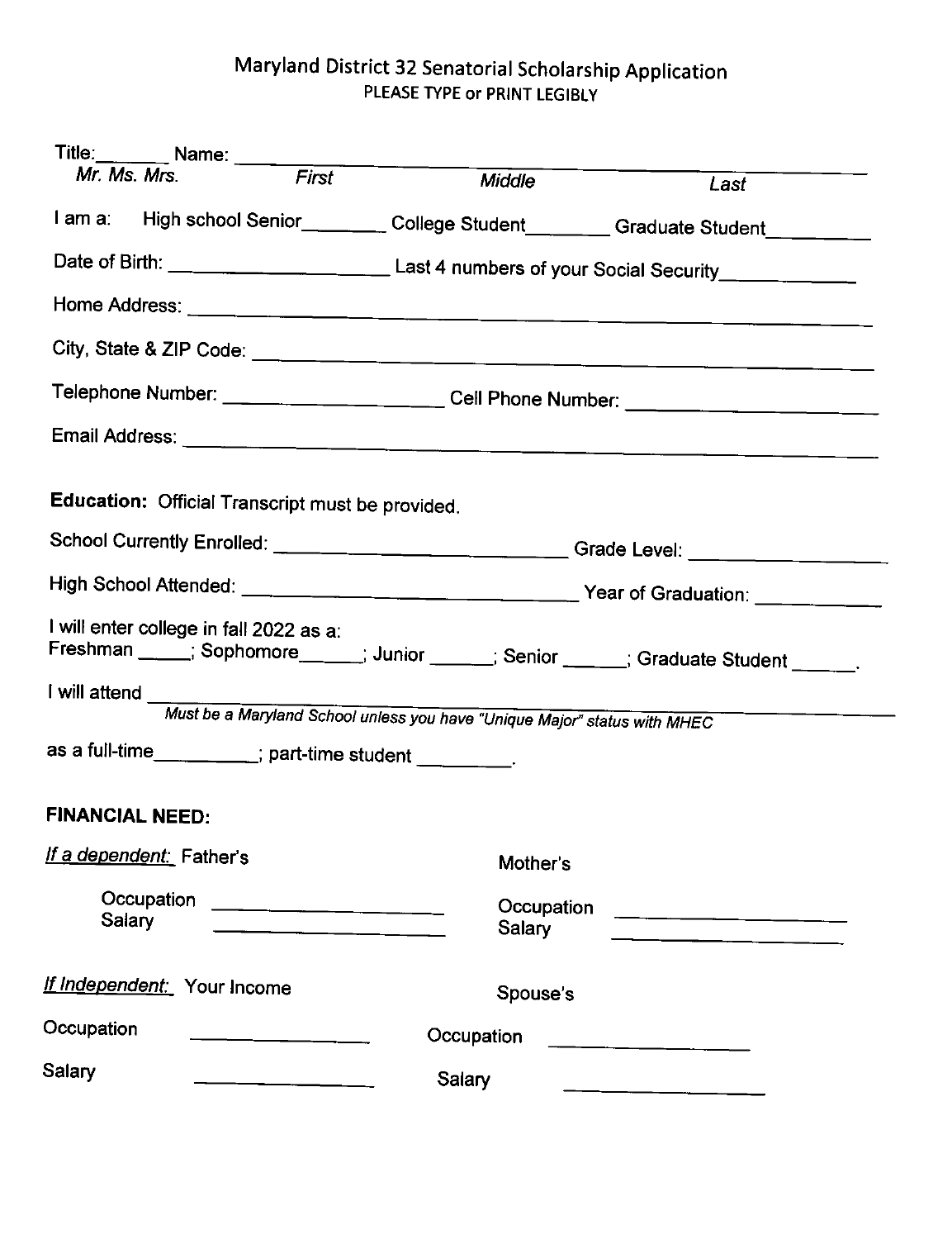# Maryland District 32 Senatorial Scholarship Application

PLEASE TYPE or PRINT LEGIBLY

Title:_______ Name: ______________________________________________________________

*Mr. Ms. Mrs.* *First* *Middle* *Last*

I am a: High school Senior________ College Student________ Graduate Student_________

Date of Birth: ____________________ Last 4 numbers of your Social Security____________

Home Address: ____________________________________________________________

City, State & ZIP Code: _____________________________________________________

Telephone Number: ____________________ Cell Phone Number: ____________________

Email Address: ____________________________________________________________

**Education:** Official Transcript must be provided.

School Currently Enrolled: __________________________ Grade Level: _________________

High School Attended: ______________________________ Year of Graduation: ___________

I will enter college in fall 2022 as a:
Freshman _____; Sophomore______; Junior ______; Senior ______; Graduate Student ______.

I will attend ______________________________________________________________

*Must be a Maryland School unless you have "Unique Major" status with MHEC*

as a full-time_________; part-time student ________.

**FINANCIAL NEED:**

*If a dependent:* Father's

Occupation ____________________
Salary ____________________

Mother's

Occupation ____________________
Salary ____________________

*If Independent:* Your Income

Occupation ________________

Salary ________________

Spouse's

Occupation ________________

Salary ________________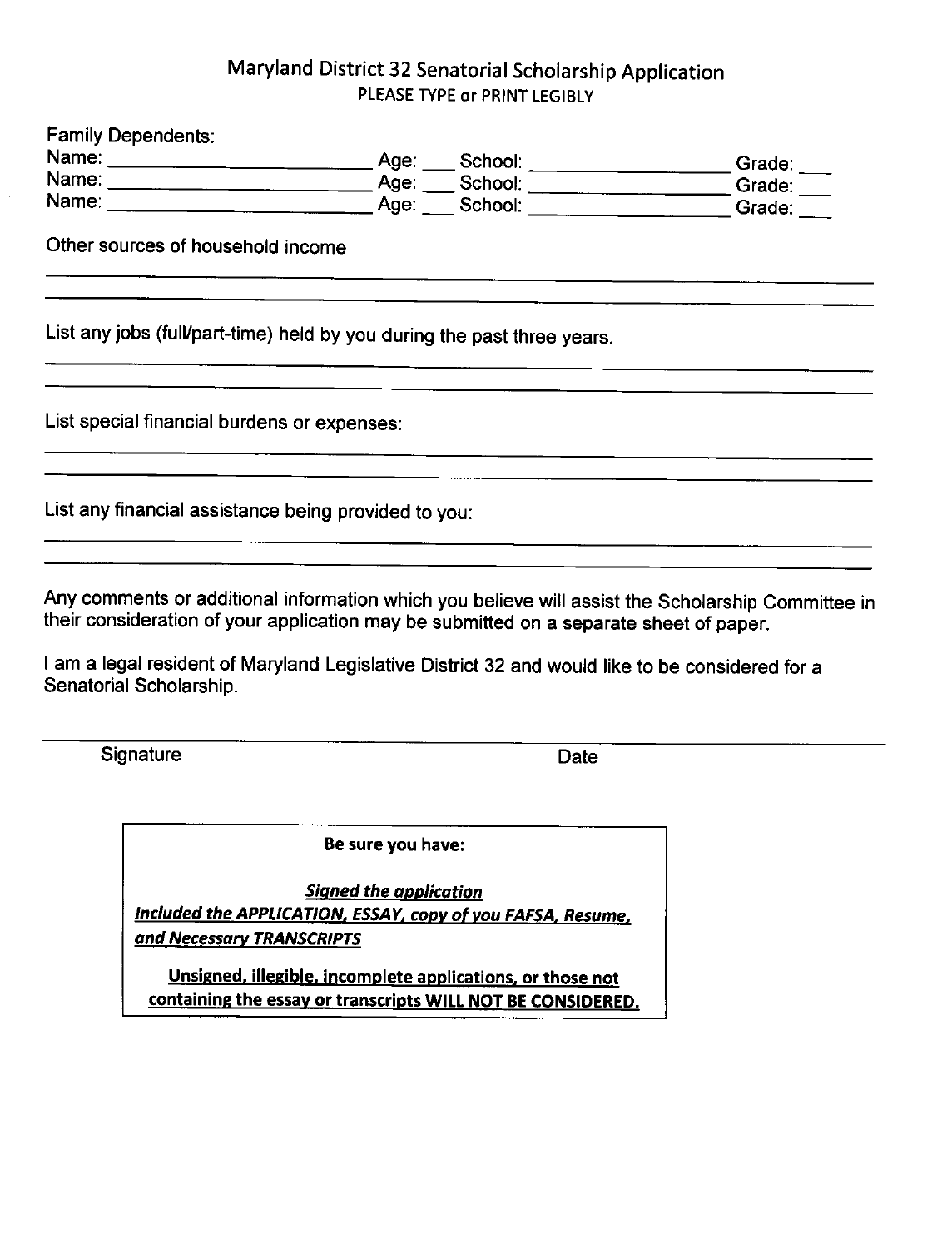# Maryland District 32 Senatorial Scholarship Application

PLEASE TYPE or PRINT LEGIBLY

Family Dependents:

Name: __________________________ Age: ___ School: __________________ Grade: ___

Name: __________________________ Age: ___ School: __________________ Grade: ___

Name: __________________________ Age: ___ School: __________________ Grade: ___

Other sources of household income

___________________________________________________________________________

___________________________________________________________________________

List any jobs (full/part-time) held by you during the past three years.

___________________________________________________________________________

___________________________________________________________________________

List special financial burdens or expenses:

___________________________________________________________________________

___________________________________________________________________________

List any financial assistance being provided to you:

___________________________________________________________________________

___________________________________________________________________________

Any comments or additional information which you believe will assist the Scholarship Committee in their consideration of your application may be submitted on a separate sheet of paper.

I am a legal resident of Maryland Legislative District 32 and would like to be considered for a Senatorial Scholarship.

___________________________________________________________________________

Signature                                        Date

**Be sure you have:**

***Signed the application***

***Included the APPLICATION, ESSAY, copy of you FAFSA, Resume, and Necessary TRANSCRIPTS***

**Unsigned, illegible, incomplete applications, or those not containing the essay or transcripts WILL NOT BE CONSIDERED.**